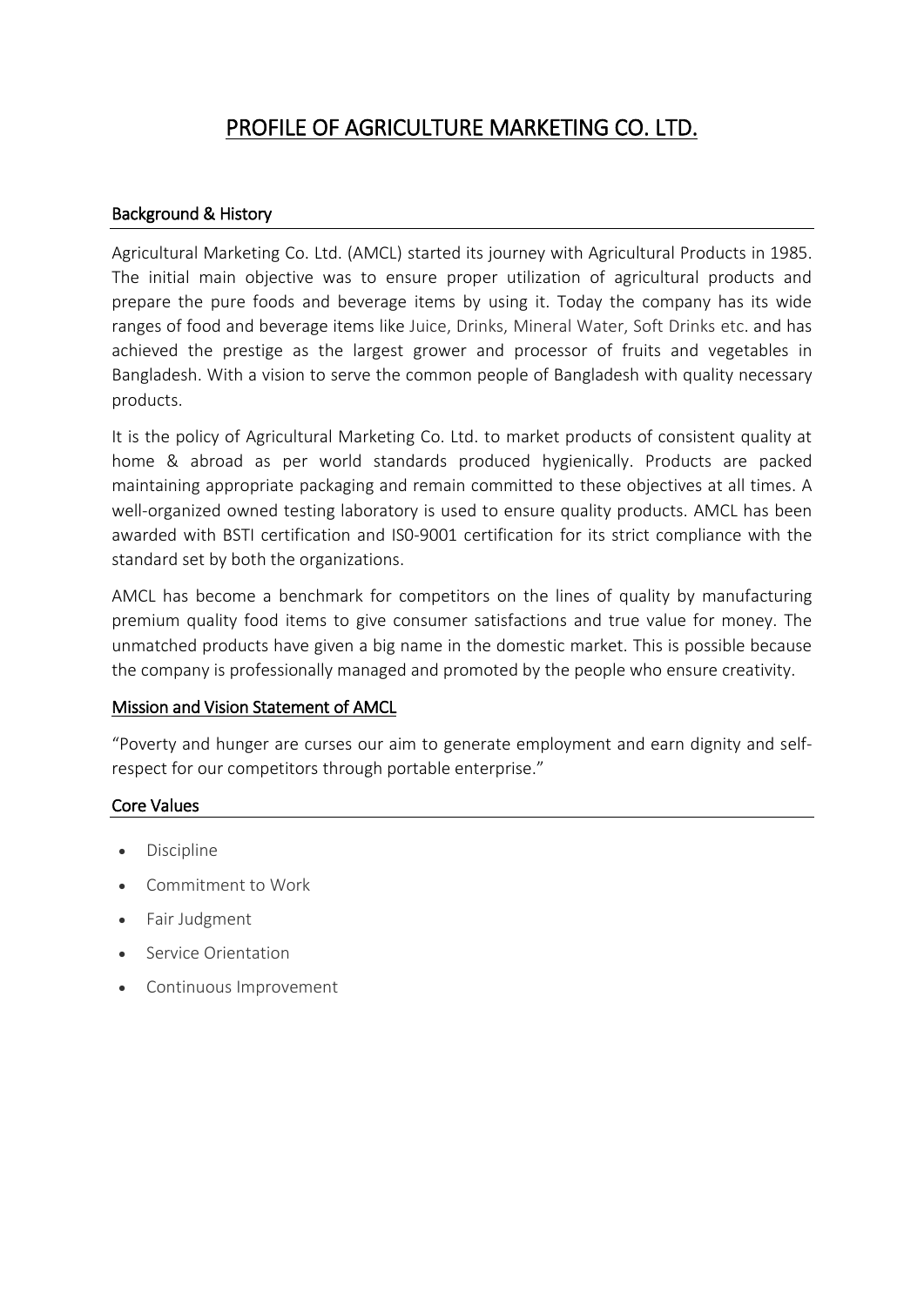# PROFILE OF AGRICULTURE MARKETING CO. LTD.

## Background & History

Agricultural Marketing Co. Ltd. (AMCL) started its journey with Agricultural Products in 1985. The initial main objective was to ensure proper utilization of agricultural products and prepare the pure foods and beverage items by using it. Today the company has its wide ranges of food and beverage items like Juice, Drinks, Mineral Water, Soft Drinks etc. and has achieved the prestige as the largest grower and processor of fruits and vegetables in Bangladesh. With a vision to serve the common people of Bangladesh with quality necessary products.

It is the policy of Agricultural Marketing Co. Ltd. to market products of consistent quality at home & abroad as per world standards produced hygienically. Products are packed maintaining appropriate packaging and remain committed to these objectives at all times. A well-organized owned testing laboratory is used to ensure quality products. AMCL has been awarded with BSTI certification and IS0-9001 certification for its strict compliance with the standard set by both the organizations.

AMCL has become a benchmark for competitors on the lines of quality by manufacturing premium quality food items to give consumer satisfactions and true value for money. The unmatched products have given a big name in the domestic market. This is possible because the company is professionally managed and promoted by the people who ensure creativity.

## Mission and Vision Statement of AMCL

"Poverty and hunger are curses our aim to generate employment and earn dignity and self-respect for our competitors through portable enterprise."

## Core Values

- Discipline
- Commitment to Work
- Fair Judgment
- Service Orientation
- Continuous Improvement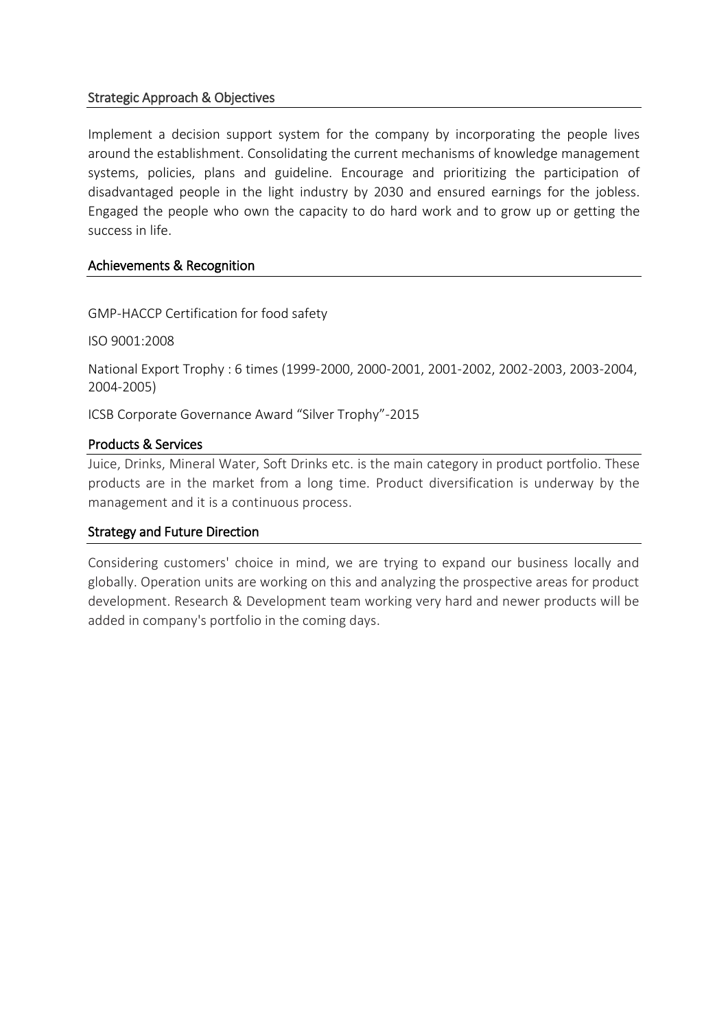## Strategic Approach & Objectives

Implement a decision support system for the company by incorporating the people lives around the establishment. Consolidating the current mechanisms of knowledge management systems, policies, plans and guideline. Encourage and prioritizing the participation of disadvantaged people in the light industry by 2030 and ensured earnings for the jobless. Engaged the people who own the capacity to do hard work and to grow up or getting the success in life.

## Achievements & Recognition

GMP-HACCP Certification for food safety

ISO 9001:2008

National Export Trophy : 6 times (1999-2000, 2000-2001, 2001-2002, 2002-2003, 2003-2004, 2004-2005)

ICSB Corporate Governance Award "Silver Trophy"-2015

## Products & Services

Juice, Drinks, Mineral Water, Soft Drinks etc. is the main category in product portfolio. These products are in the market from a long time. Product diversification is underway by the management and it is a continuous process.

## Strategy and Future Direction

Considering customers' choice in mind, we are trying to expand our business locally and globally. Operation units are working on this and analyzing the prospective areas for product development. Research & Development team working very hard and newer products will be added in company's portfolio in the coming days.